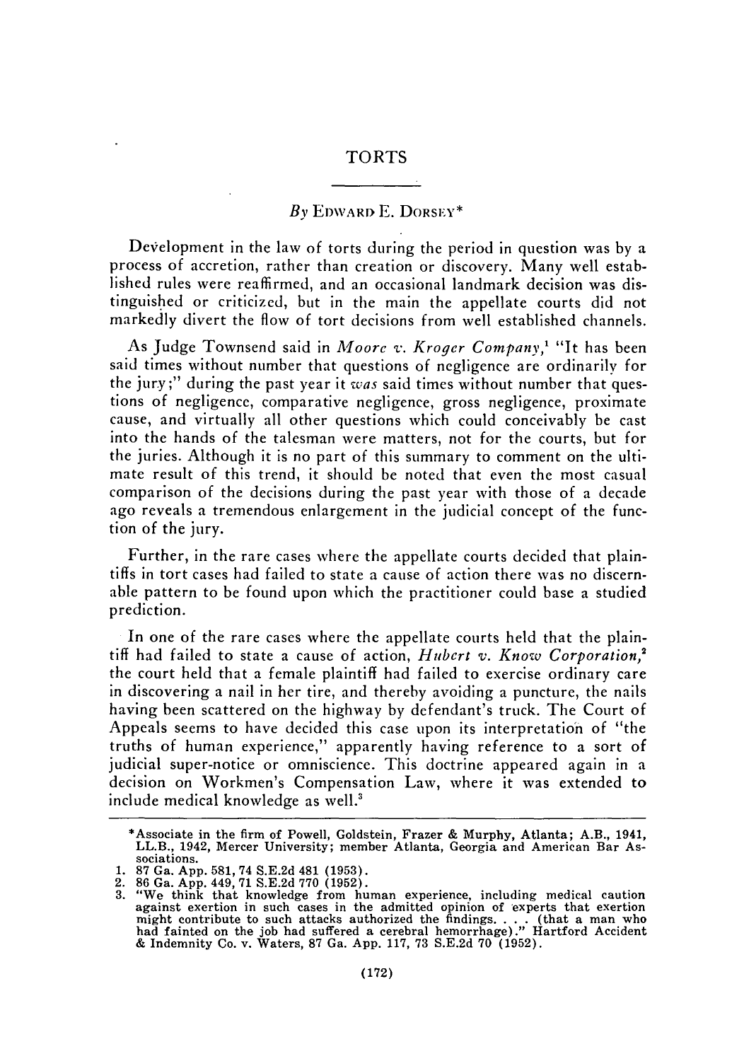# TORTS

By EDWARD E. DORSEY*

Development in the law of torts during the period in question was by a process of accretion, rather than creation or discovery. Many well established rules were reaffirmed, and an occasional landmark decision was distinguished or criticized, but in the main the appellate courts did not markedly divert the flow of tort decisions from well established channels.

As Judge Townsend said in *Moore v. Kroger Company*,[1] "It has been said times without number that questions of negligence are ordinarily for the jury;" during the past year it *was* said times without number that questions of negligence, comparative negligence, gross negligence, proximate cause, and virtually all other questions which could conceivably be cast into the hands of the talesman were matters, not for the courts, but for the juries. Although it is no part of this summary to comment on the ultimate result of this trend, it should be noted that even the most casual comparison of the decisions during the past year with those of a decade ago reveals a tremendous enlargement in the judicial concept of the function of the jury.

Further, in the rare cases where the appellate courts decided that plaintiffs in tort cases had failed to state a cause of action there was no discernable pattern to be found upon which the practitioner could base a studied prediction.

In one of the rare cases where the appellate courts held that the plaintiff had failed to state a cause of action, *Hubert v. Know Corporation*,[2] the court held that a female plaintiff had failed to exercise ordinary care in discovering a nail in her tire, and thereby avoiding a puncture, the nails having been scattered on the highway by defendant's truck. The Court of Appeals seems to have decided this case upon its interpretation of "the truths of human experience," apparently having reference to a sort of judicial super-notice or omniscience. This doctrine appeared again in a decision on Workmen's Compensation Law, where it was extended to include medical knowledge as well.[3]

---

*Associate in the firm of Powell, Goldstein, Frazer & Murphy, Atlanta; A.B., 1941, LL.B., 1942, Mercer University; member Atlanta, Georgia and American Bar Associations.

1. 87 Ga. App. 581, 74 S.E.2d 481 (1953).
2. 86 Ga. App. 449, 71 S.E.2d 770 (1952).
3. "We think that knowledge from human experience, including medical caution against exertion in such cases in the admitted opinion of experts that exertion might contribute to such attacks authorized the findings. . . . (that a man who had fainted on the job had suffered a cerebral hemorrhage)." Hartford Accident & Indemnity Co. v. Waters, 87 Ga. App. 117, 73 S.E.2d 70 (1952).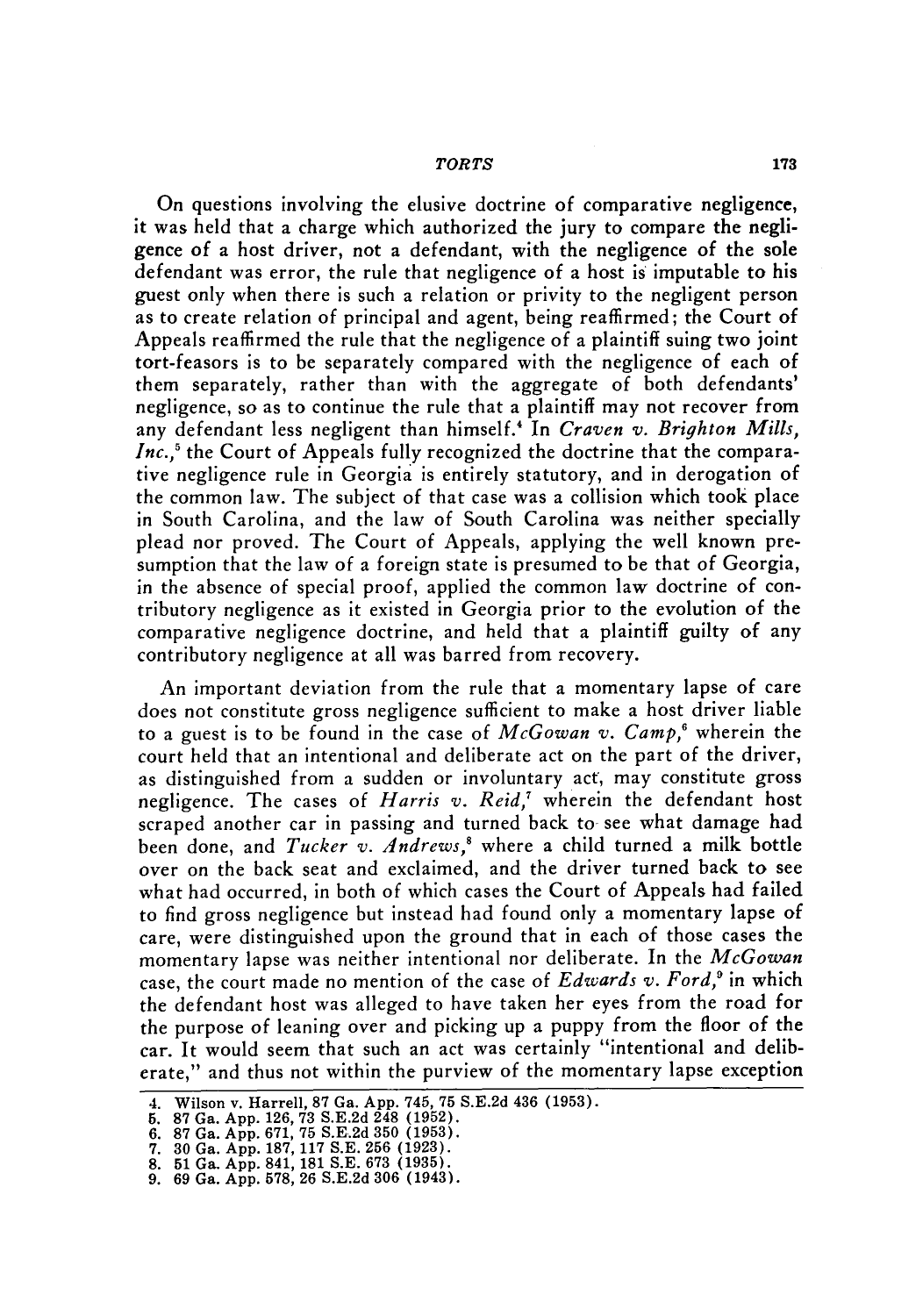On questions involving the elusive doctrine of comparative negligence, it was held that a charge which authorized the jury to compare the negligence of a host driver, not a defendant, with the negligence of the sole defendant was error, the rule that negligence of a host is imputable to his guest only when there is such a relation or privity to the negligent person as to create relation of principal and agent, being reaffirmed; the Court of Appeals reaffirmed the rule that the negligence of a plaintiff suing two joint tort-feasors is to be separately compared with the negligence of each of them separately, rather than with the aggregate of both defendants' negligence, so as to continue the rule that a plaintiff may not recover from any defendant less negligent than himself.[4] In *Craven v. Brighton Mills, Inc.*,[5] the Court of Appeals fully recognized the doctrine that the comparative negligence rule in Georgia is entirely statutory, and in derogation of the common law. The subject of that case was a collision which took place in South Carolina, and the law of South Carolina was neither specially plead nor proved. The Court of Appeals, applying the well known presumption that the law of a foreign state is presumed to be that of Georgia, in the absence of special proof, applied the common law doctrine of contributory negligence as it existed in Georgia prior to the evolution of the comparative negligence doctrine, and held that a plaintiff guilty of any contributory negligence at all was barred from recovery.

An important deviation from the rule that a momentary lapse of care does not constitute gross negligence sufficient to make a host driver liable to a guest is to be found in the case of *McGowan v. Camp*,[6] wherein the court held that an intentional and deliberate act on the part of the driver, as distinguished from a sudden or involuntary act, may constitute gross negligence. The cases of *Harris v. Reid*,[7] wherein the defendant host scraped another car in passing and turned back to see what damage had been done, and *Tucker v. Andrews*,[8] where a child turned a milk bottle over on the back seat and exclaimed, and the driver turned back to see what had occurred, in both of which cases the Court of Appeals had failed to find gross negligence but instead had found only a momentary lapse of care, were distinguished upon the ground that in each of those cases the momentary lapse was neither intentional nor deliberate. In the *McGowan* case, the court made no mention of the case of *Edwards v. Ford*,[9] in which the defendant host was alleged to have taken her eyes from the road for the purpose of leaning over and picking up a puppy from the floor of the car. It would seem that such an act was certainly "intentional and deliberate," and thus not within the purview of the momentary lapse exception

---

4. Wilson v. Harrell, 87 Ga. App. 745, 75 S.E.2d 436 (1953).
5. 87 Ga. App. 126, 73 S.E.2d 248 (1952).
6. 87 Ga. App. 671, 75 S.E.2d 350 (1953).
7. 30 Ga. App. 187, 117 S.E. 256 (1923).
8. 51 Ga. App. 841, 181 S.E. 673 (1935).
9. 69 Ga. App. 578, 26 S.E.2d 306 (1943).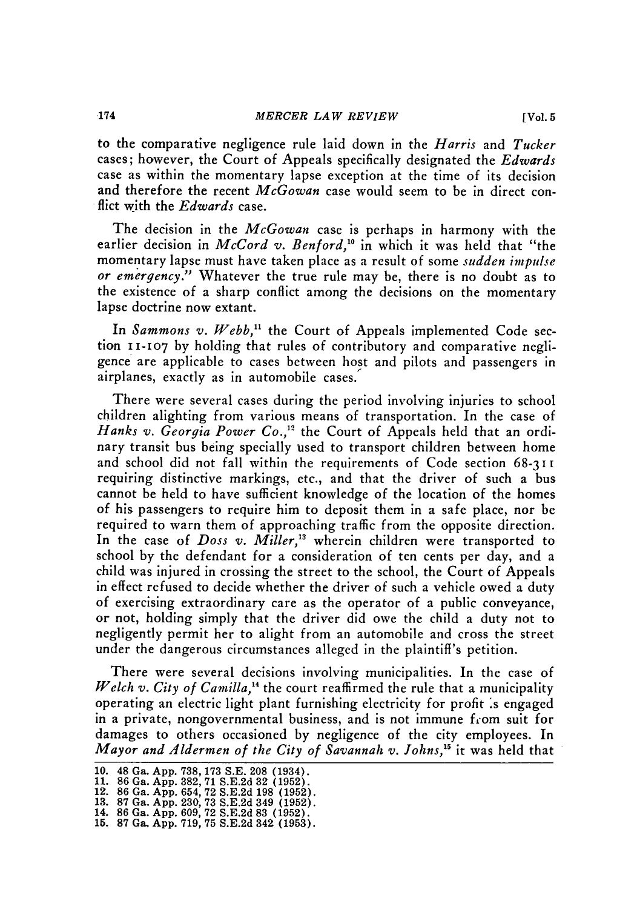to the comparative negligence rule laid down in the *Harris* and *Tucker* cases; however, the Court of Appeals specifically designated the *Edwards* case as within the momentary lapse exception at the time of its decision and therefore the recent *McGowan* case would seem to be in direct conflict with the *Edwards* case.

The decision in the *McGowan* case is perhaps in harmony with the earlier decision in *McCord v. Benford*,[10] in which it was held that "the momentary lapse must have taken place as a result of some *sudden impulse or emergency*." Whatever the true rule may be, there is no doubt as to the existence of a sharp conflict among the decisions on the momentary lapse doctrine now extant.

In *Sammons v. Webb*,[11] the Court of Appeals implemented Code section 11-107 by holding that rules of contributory and comparative negligence are applicable to cases between host and pilots and passengers in airplanes, exactly as in automobile cases.

There were several cases during the period involving injuries to school children alighting from various means of transportation. In the case of *Hanks v. Georgia Power Co.*,[12] the Court of Appeals held that an ordinary transit bus being specially used to transport children between home and school did not fall within the requirements of Code section 68-311 requiring distinctive markings, etc., and that the driver of such a bus cannot be held to have sufficient knowledge of the location of the homes of his passengers to require him to deposit them in a safe place, nor be required to warn them of approaching traffic from the opposite direction. In the case of *Doss v. Miller*,[13] wherein children were transported to school by the defendant for a consideration of ten cents per day, and a child was injured in crossing the street to the school, the Court of Appeals in effect refused to decide whether the driver of such a vehicle owed a duty of exercising extraordinary care as the operator of a public conveyance, or not, holding simply that the driver did owe the child a duty not to negligently permit her to alight from an automobile and cross the street under the dangerous circumstances alleged in the plaintiff's petition.

There were several decisions involving municipalities. In the case of *Welch v. City of Camilla*,[14] the court reaffirmed the rule that a municipality operating an electric light plant furnishing electricity for profit is engaged in a private, nongovernmental business, and is not immune from suit for damages to others occasioned by negligence of the city employees. In *Mayor and Aldermen of the City of Savannah v. Johns*,[15] it was held that

---

10. 48 Ga. App. 738, 173 S.E. 208 (1934).
11. 86 Ga. App. 382, 71 S.E.2d 32 (1952).
12. 86 Ga. App. 654, 72 S.E.2d 198 (1952).
13. 87 Ga. App. 230, 73 S.E.2d 349 (1952).
14. 86 Ga. App. 609, 72 S.E.2d 83 (1952).
15. 87 Ga. App. 719, 75 S.E.2d 342 (1953).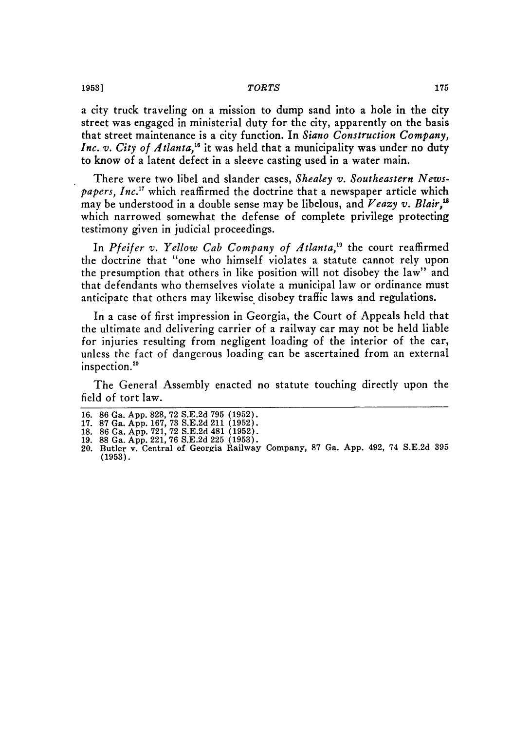a city truck traveling on a mission to dump sand into a hole in the city street was engaged in ministerial duty for the city, apparently on the basis that street maintenance is a city function. In *Siano Construction Company, Inc. v. City of Atlanta*,[16] it was held that a municipality was under no duty to know of a latent defect in a sleeve casting used in a water main.

There were two libel and slander cases, *Shealey v. Southeastern Newspapers, Inc.*[17] which reaffirmed the doctrine that a newspaper article which may be understood in a double sense may be libelous, and *Veazy v. Blair*,[18] which narrowed somewhat the defense of complete privilege protecting testimony given in judicial proceedings.

In *Pfeifer v. Yellow Cab Company of Atlanta*,[19] the court reaffirmed the doctrine that "one who himself violates a statute cannot rely upon the presumption that others in like position will not disobey the law" and that defendants who themselves violate a municipal law or ordinance must anticipate that others may likewise disobey traffic laws and regulations.

In a case of first impression in Georgia, the Court of Appeals held that the ultimate and delivering carrier of a railway car may not be held liable for injuries resulting from negligent loading of the interior of the car, unless the fact of dangerous loading can be ascertained from an external inspection.[20]

The General Assembly enacted no statute touching directly upon the field of tort law.

---

16. 86 Ga. App. 828, 72 S.E.2d 795 (1952).
17. 87 Ga. App. 167, 73 S.E.2d 211 (1952).
18. 86 Ga. App. 721, 72 S.E.2d 481 (1952).
19. 88 Ga. App. 221, 76 S.E.2d 225 (1953).
20. Butler v. Central of Georgia Railway Company, 87 Ga. App. 492, 74 S.E.2d 395 (1953).